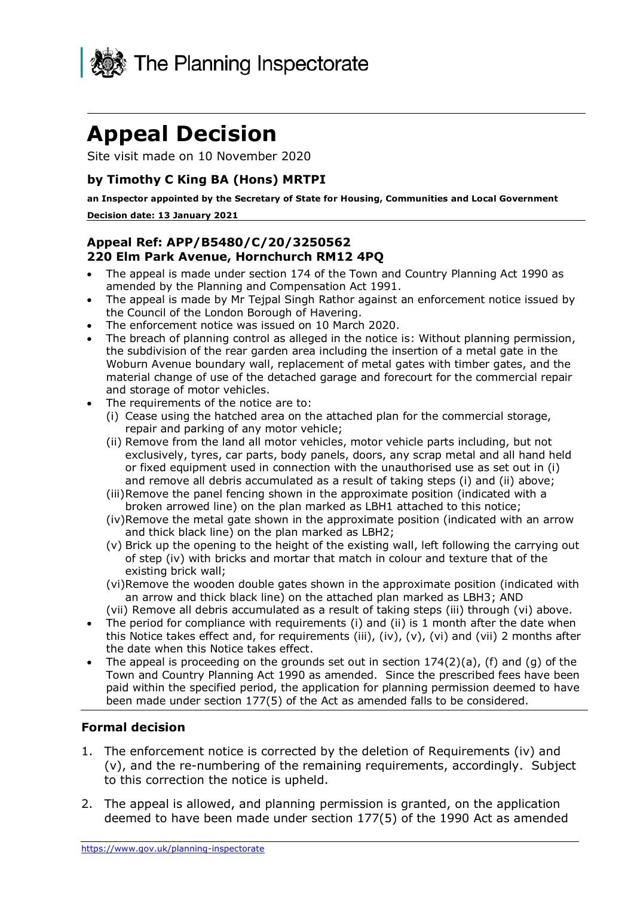The Planning Inspectorate

# Appeal Decision

Site visit made on 10 November 2020

### by Timothy C King BA (Hons) MRTPI

**an Inspector appointed by the Secretary of State for Housing, Communities and Local Government**

**Decision date: 13 January 2021**

### Appeal Ref: APP/B5480/C/20/3250562
### 220 Elm Park Avenue, Hornchurch RM12 4PQ

- The appeal is made under section 174 of the Town and Country Planning Act 1990 as amended by the Planning and Compensation Act 1991.
- The appeal is made by Mr Tejpal Singh Rathor against an enforcement notice issued by the Council of the London Borough of Havering.
- The enforcement notice was issued on 10 March 2020.
- The breach of planning control as alleged in the notice is: Without planning permission, the subdivision of the rear garden area including the insertion of a metal gate in the Woburn Avenue boundary wall, replacement of metal gates with timber gates, and the material change of use of the detached garage and forecourt for the commercial repair and storage of motor vehicles.
- The requirements of the notice are to:
  - (i) Cease using the hatched area on the attached plan for the commercial storage, repair and parking of any motor vehicle;
  - (ii) Remove from the land all motor vehicles, motor vehicle parts including, but not exclusively, tyres, car parts, body panels, doors, any scrap metal and all hand held or fixed equipment used in connection with the unauthorised use as set out in (i) and remove all debris accumulated as a result of taking steps (i) and (ii) above;
  - (iii) Remove the panel fencing shown in the approximate position (indicated with a broken arrowed line) on the plan marked as LBH1 attached to this notice;
  - (iv) Remove the metal gate shown in the approximate position (indicated with an arrow and thick black line) on the plan marked as LBH2;
  - (v) Brick up the opening to the height of the existing wall, left following the carrying out of step (iv) with bricks and mortar that match in colour and texture that of the existing brick wall;
  - (vi) Remove the wooden double gates shown in the approximate position (indicated with an arrow and thick black line) on the attached plan marked as LBH3; AND
  - (vii) Remove all debris accumulated as a result of taking steps (iii) through (vi) above.
- The period for compliance with requirements (i) and (ii) is 1 month after the date when this Notice takes effect and, for requirements (iii), (iv), (v), (vi) and (vii) 2 months after the date when this Notice takes effect.
- The appeal is proceeding on the grounds set out in section 174(2)(a), (f) and (g) of the Town and Country Planning Act 1990 as amended. Since the prescribed fees have been paid within the specified period, the application for planning permission deemed to have been made under section 177(5) of the Act as amended falls to be considered.

### Formal decision

1. The enforcement notice is corrected by the deletion of Requirements (iv) and (v), and the re-numbering of the remaining requirements, accordingly. Subject to this correction the notice is upheld.

2. The appeal is allowed, and planning permission is granted, on the application deemed to have been made under section 177(5) of the 1990 Act as amended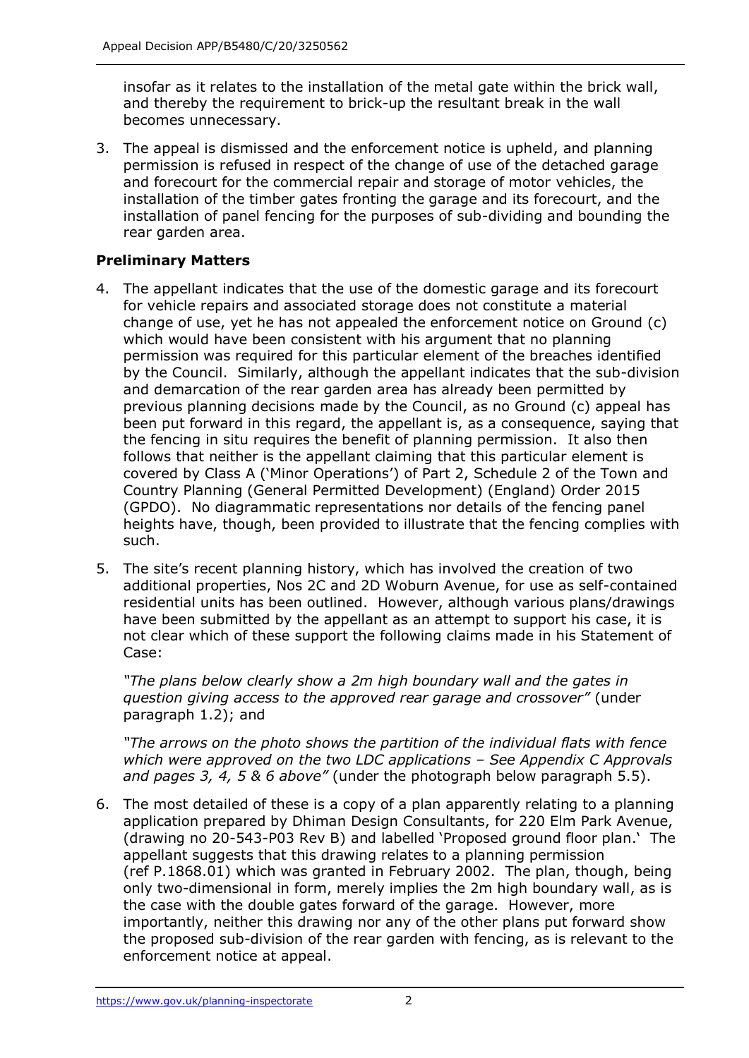insofar as it relates to the installation of the metal gate within the brick wall, and thereby the requirement to brick-up the resultant break in the wall becomes unnecessary.

3. The appeal is dismissed and the enforcement notice is upheld, and planning permission is refused in respect of the change of use of the detached garage and forecourt for the commercial repair and storage of motor vehicles, the installation of the timber gates fronting the garage and its forecourt, and the installation of panel fencing for the purposes of sub-dividing and bounding the rear garden area.

**Preliminary Matters**

4. The appellant indicates that the use of the domestic garage and its forecourt for vehicle repairs and associated storage does not constitute a material change of use, yet he has not appealed the enforcement notice on Ground (c) which would have been consistent with his argument that no planning permission was required for this particular element of the breaches identified by the Council. Similarly, although the appellant indicates that the sub-division and demarcation of the rear garden area has already been permitted by previous planning decisions made by the Council, as no Ground (c) appeal has been put forward in this regard, the appellant is, as a consequence, saying that the fencing in situ requires the benefit of planning permission. It also then follows that neither is the appellant claiming that this particular element is covered by Class A ('Minor Operations') of Part 2, Schedule 2 of the Town and Country Planning (General Permitted Development) (England) Order 2015 (GPDO). No diagrammatic representations nor details of the fencing panel heights have, though, been provided to illustrate that the fencing complies with such.

5. The site's recent planning history, which has involved the creation of two additional properties, Nos 2C and 2D Woburn Avenue, for use as self-contained residential units has been outlined. However, although various plans/drawings have been submitted by the appellant as an attempt to support his case, it is not clear which of these support the following claims made in his Statement of Case:

   *"The plans below clearly show a 2m high boundary wall and the gates in question giving access to the approved rear garage and crossover"* (under paragraph 1.2); and

   *"The arrows on the photo shows the partition of the individual flats with fence which were approved on the two LDC applications – See Appendix C Approvals and pages 3, 4, 5 & 6 above"* (under the photograph below paragraph 5.5).

6. The most detailed of these is a copy of a plan apparently relating to a planning application prepared by Dhiman Design Consultants, for 220 Elm Park Avenue, (drawing no 20-543-P03 Rev B) and labelled 'Proposed ground floor plan.' The appellant suggests that this drawing relates to a planning permission (ref P.1868.01) which was granted in February 2002. The plan, though, being only two-dimensional in form, merely implies the 2m high boundary wall, as is the case with the double gates forward of the garage. However, more importantly, neither this drawing nor any of the other plans put forward show the proposed sub-division of the rear garden with fencing, as is relevant to the enforcement notice at appeal.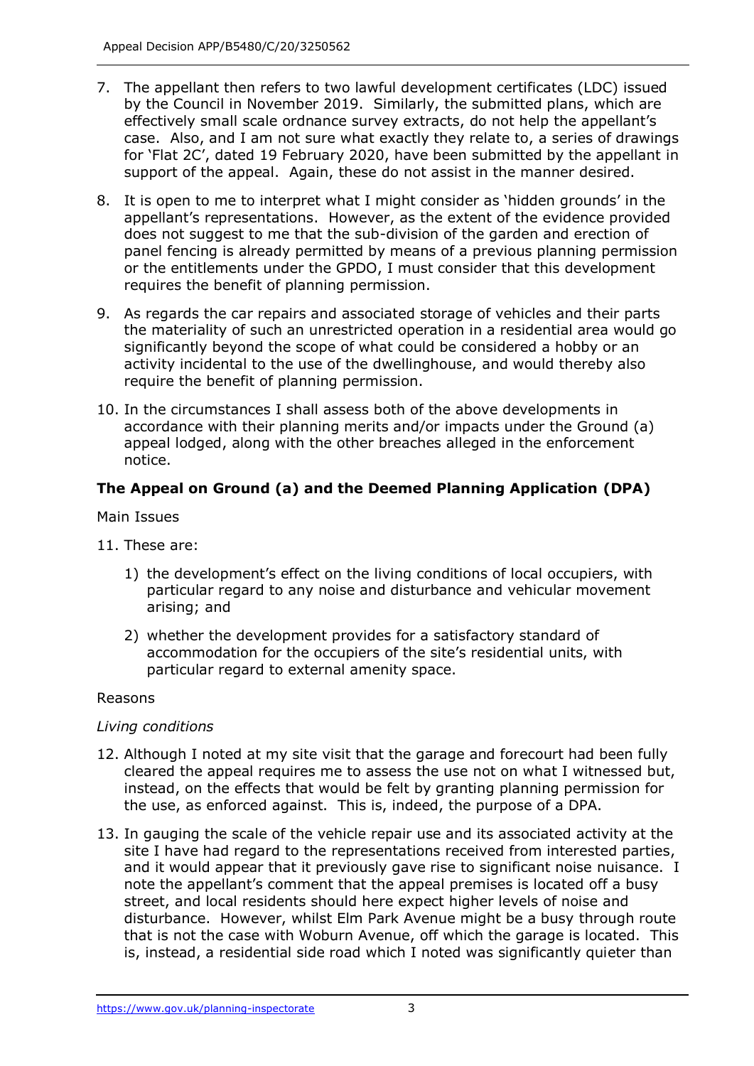7. The appellant then refers to two lawful development certificates (LDC) issued by the Council in November 2019. Similarly, the submitted plans, which are effectively small scale ordnance survey extracts, do not help the appellant's case. Also, and I am not sure what exactly they relate to, a series of drawings for 'Flat 2C', dated 19 February 2020, have been submitted by the appellant in support of the appeal. Again, these do not assist in the manner desired.

8. It is open to me to interpret what I might consider as 'hidden grounds' in the appellant's representations. However, as the extent of the evidence provided does not suggest to me that the sub-division of the garden and erection of panel fencing is already permitted by means of a previous planning permission or the entitlements under the GPDO, I must consider that this development requires the benefit of planning permission.

9. As regards the car repairs and associated storage of vehicles and their parts the materiality of such an unrestricted operation in a residential area would go significantly beyond the scope of what could be considered a hobby or an activity incidental to the use of the dwellinghouse, and would thereby also require the benefit of planning permission.

10. In the circumstances I shall assess both of the above developments in accordance with their planning merits and/or impacts under the Ground (a) appeal lodged, along with the other breaches alleged in the enforcement notice.

## The Appeal on Ground (a) and the Deemed Planning Application (DPA)

Main Issues

11. These are:

    1) the development's effect on the living conditions of local occupiers, with particular regard to any noise and disturbance and vehicular movement arising; and

    2) whether the development provides for a satisfactory standard of accommodation for the occupiers of the site's residential units, with particular regard to external amenity space.

Reasons

*Living conditions*

12. Although I noted at my site visit that the garage and forecourt had been fully cleared the appeal requires me to assess the use not on what I witnessed but, instead, on the effects that would be felt by granting planning permission for the use, as enforced against. This is, indeed, the purpose of a DPA.

13. In gauging the scale of the vehicle repair use and its associated activity at the site I have had regard to the representations received from interested parties, and it would appear that it previously gave rise to significant noise nuisance. I note the appellant's comment that the appeal premises is located off a busy street, and local residents should here expect higher levels of noise and disturbance. However, whilst Elm Park Avenue might be a busy through route that is not the case with Woburn Avenue, off which the garage is located. This is, instead, a residential side road which I noted was significantly quieter than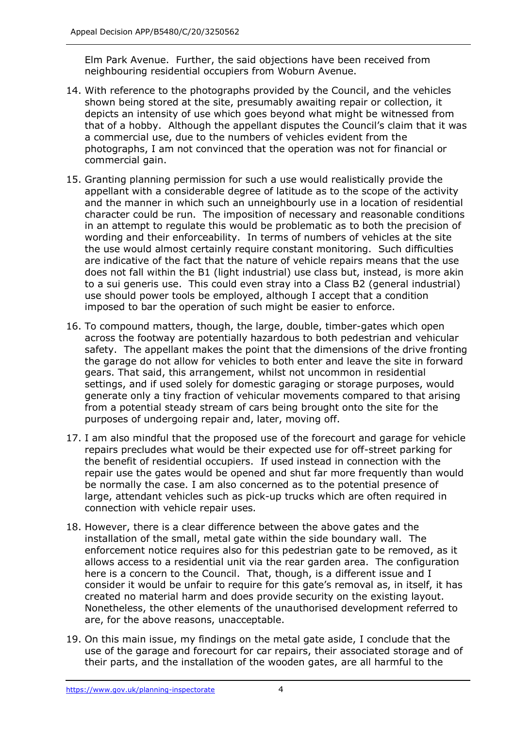Elm Park Avenue. Further, the said objections have been received from neighbouring residential occupiers from Woburn Avenue.

14. With reference to the photographs provided by the Council, and the vehicles shown being stored at the site, presumably awaiting repair or collection, it depicts an intensity of use which goes beyond what might be witnessed from that of a hobby. Although the appellant disputes the Council's claim that it was a commercial use, due to the numbers of vehicles evident from the photographs, I am not convinced that the operation was not for financial or commercial gain.

15. Granting planning permission for such a use would realistically provide the appellant with a considerable degree of latitude as to the scope of the activity and the manner in which such an unneighbourly use in a location of residential character could be run. The imposition of necessary and reasonable conditions in an attempt to regulate this would be problematic as to both the precision of wording and their enforceability. In terms of numbers of vehicles at the site the use would almost certainly require constant monitoring. Such difficulties are indicative of the fact that the nature of vehicle repairs means that the use does not fall within the B1 (light industrial) use class but, instead, is more akin to a sui generis use. This could even stray into a Class B2 (general industrial) use should power tools be employed, although I accept that a condition imposed to bar the operation of such might be easier to enforce.

16. To compound matters, though, the large, double, timber-gates which open across the footway are potentially hazardous to both pedestrian and vehicular safety. The appellant makes the point that the dimensions of the drive fronting the garage do not allow for vehicles to both enter and leave the site in forward gears. That said, this arrangement, whilst not uncommon in residential settings, and if used solely for domestic garaging or storage purposes, would generate only a tiny fraction of vehicular movements compared to that arising from a potential steady stream of cars being brought onto the site for the purposes of undergoing repair and, later, moving off.

17. I am also mindful that the proposed use of the forecourt and garage for vehicle repairs precludes what would be their expected use for off-street parking for the benefit of residential occupiers. If used instead in connection with the repair use the gates would be opened and shut far more frequently than would be normally the case. I am also concerned as to the potential presence of large, attendant vehicles such as pick-up trucks which are often required in connection with vehicle repair uses.

18. However, there is a clear difference between the above gates and the installation of the small, metal gate within the side boundary wall. The enforcement notice requires also for this pedestrian gate to be removed, as it allows access to a residential unit via the rear garden area. The configuration here is a concern to the Council. That, though, is a different issue and I consider it would be unfair to require for this gate's removal as, in itself, it has created no material harm and does provide security on the existing layout. Nonetheless, the other elements of the unauthorised development referred to are, for the above reasons, unacceptable.

19. On this main issue, my findings on the metal gate aside, I conclude that the use of the garage and forecourt for car repairs, their associated storage and of their parts, and the installation of the wooden gates, are all harmful to the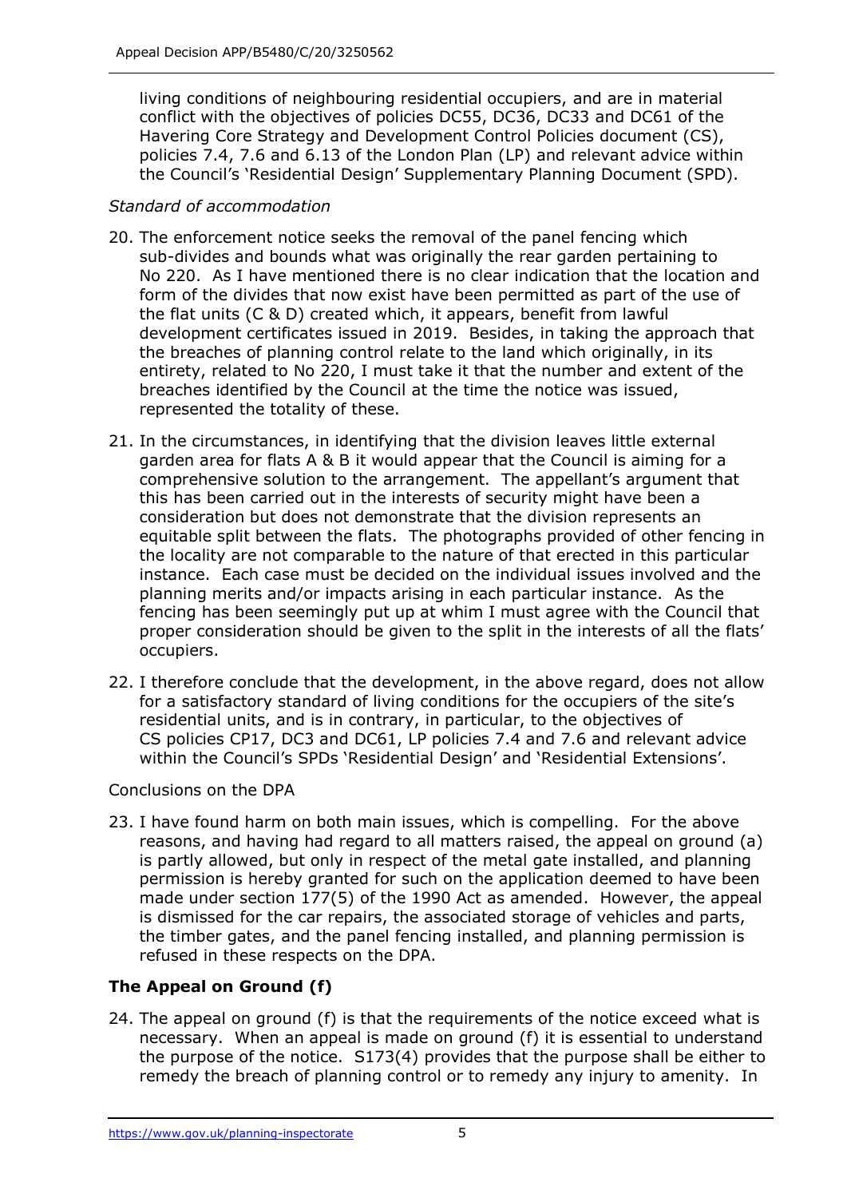living conditions of neighbouring residential occupiers, and are in material conflict with the objectives of policies DC55, DC36, DC33 and DC61 of the Havering Core Strategy and Development Control Policies document (CS), policies 7.4, 7.6 and 6.13 of the London Plan (LP) and relevant advice within the Council's 'Residential Design' Supplementary Planning Document (SPD).

*Standard of accommodation*

20. The enforcement notice seeks the removal of the panel fencing which sub-divides and bounds what was originally the rear garden pertaining to No 220. As I have mentioned there is no clear indication that the location and form of the divides that now exist have been permitted as part of the use of the flat units (C & D) created which, it appears, benefit from lawful development certificates issued in 2019. Besides, in taking the approach that the breaches of planning control relate to the land which originally, in its entirety, related to No 220, I must take it that the number and extent of the breaches identified by the Council at the time the notice was issued, represented the totality of these.

21. In the circumstances, in identifying that the division leaves little external garden area for flats A & B it would appear that the Council is aiming for a comprehensive solution to the arrangement. The appellant's argument that this has been carried out in the interests of security might have been a consideration but does not demonstrate that the division represents an equitable split between the flats. The photographs provided of other fencing in the locality are not comparable to the nature of that erected in this particular instance. Each case must be decided on the individual issues involved and the planning merits and/or impacts arising in each particular instance. As the fencing has been seemingly put up at whim I must agree with the Council that proper consideration should be given to the split in the interests of all the flats' occupiers.

22. I therefore conclude that the development, in the above regard, does not allow for a satisfactory standard of living conditions for the occupiers of the site's residential units, and is in contrary, in particular, to the objectives of CS policies CP17, DC3 and DC61, LP policies 7.4 and 7.6 and relevant advice within the Council's SPDs 'Residential Design' and 'Residential Extensions'.

Conclusions on the DPA

23. I have found harm on both main issues, which is compelling. For the above reasons, and having had regard to all matters raised, the appeal on ground (a) is partly allowed, but only in respect of the metal gate installed, and planning permission is hereby granted for such on the application deemed to have been made under section 177(5) of the 1990 Act as amended. However, the appeal is dismissed for the car repairs, the associated storage of vehicles and parts, the timber gates, and the panel fencing installed, and planning permission is refused in these respects on the DPA.

## The Appeal on Ground (f)

24. The appeal on ground (f) is that the requirements of the notice exceed what is necessary. When an appeal is made on ground (f) it is essential to understand the purpose of the notice. S173(4) provides that the purpose shall be either to remedy the breach of planning control or to remedy any injury to amenity. In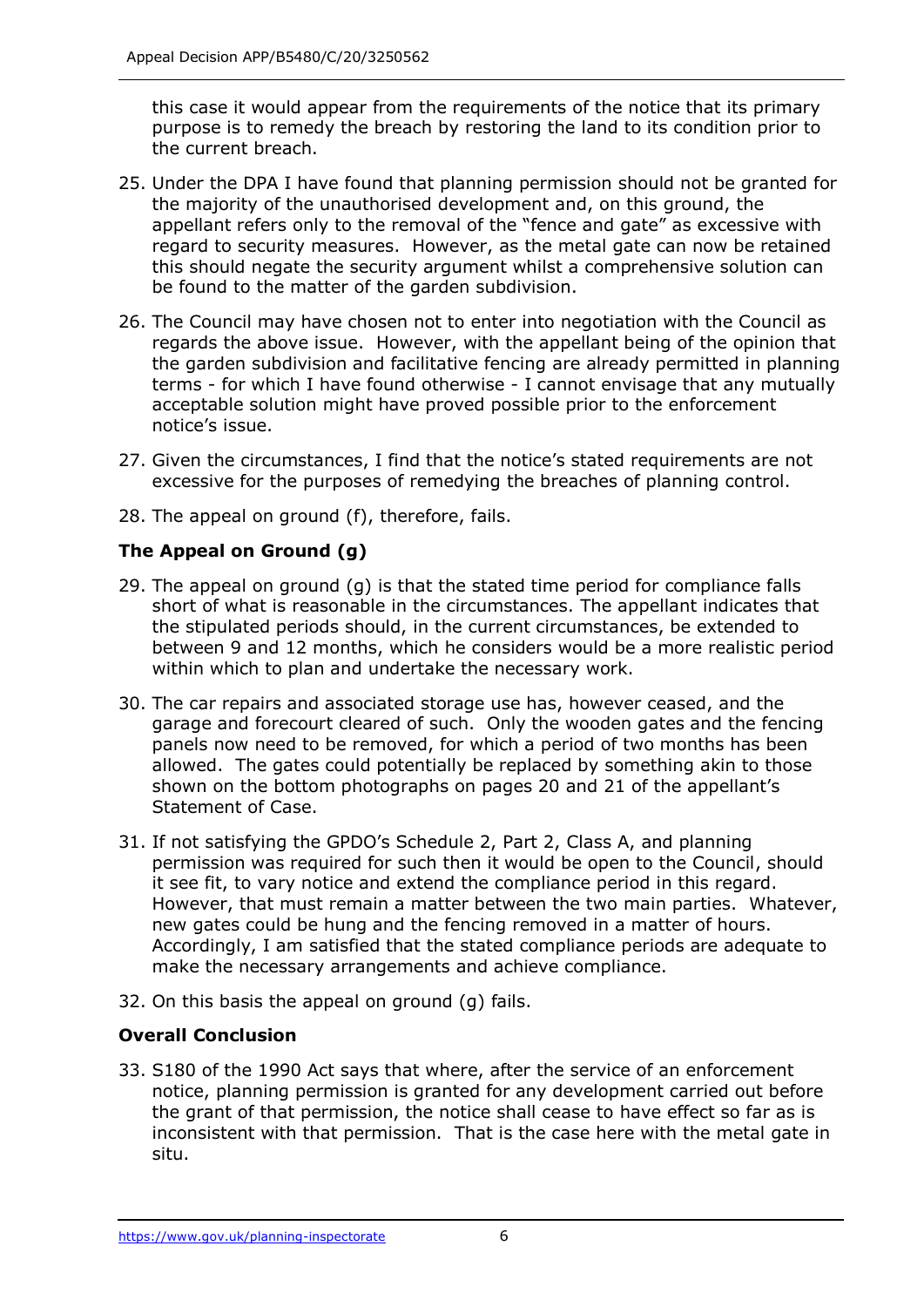this case it would appear from the requirements of the notice that its primary purpose is to remedy the breach by restoring the land to its condition prior to the current breach.

25. Under the DPA I have found that planning permission should not be granted for the majority of the unauthorised development and, on this ground, the appellant refers only to the removal of the "fence and gate" as excessive with regard to security measures. However, as the metal gate can now be retained this should negate the security argument whilst a comprehensive solution can be found to the matter of the garden subdivision.

26. The Council may have chosen not to enter into negotiation with the Council as regards the above issue. However, with the appellant being of the opinion that the garden subdivision and facilitative fencing are already permitted in planning terms - for which I have found otherwise - I cannot envisage that any mutually acceptable solution might have proved possible prior to the enforcement notice's issue.

27. Given the circumstances, I find that the notice's stated requirements are not excessive for the purposes of remedying the breaches of planning control.

28. The appeal on ground (f), therefore, fails.

## The Appeal on Ground (g)

29. The appeal on ground (g) is that the stated time period for compliance falls short of what is reasonable in the circumstances. The appellant indicates that the stipulated periods should, in the current circumstances, be extended to between 9 and 12 months, which he considers would be a more realistic period within which to plan and undertake the necessary work.

30. The car repairs and associated storage use has, however ceased, and the garage and forecourt cleared of such. Only the wooden gates and the fencing panels now need to be removed, for which a period of two months has been allowed. The gates could potentially be replaced by something akin to those shown on the bottom photographs on pages 20 and 21 of the appellant's Statement of Case.

31. If not satisfying the GPDO's Schedule 2, Part 2, Class A, and planning permission was required for such then it would be open to the Council, should it see fit, to vary notice and extend the compliance period in this regard. However, that must remain a matter between the two main parties. Whatever, new gates could be hung and the fencing removed in a matter of hours. Accordingly, I am satisfied that the stated compliance periods are adequate to make the necessary arrangements and achieve compliance.

32. On this basis the appeal on ground (g) fails.

## Overall Conclusion

33. S180 of the 1990 Act says that where, after the service of an enforcement notice, planning permission is granted for any development carried out before the grant of that permission, the notice shall cease to have effect so far as is inconsistent with that permission. That is the case here with the metal gate in situ.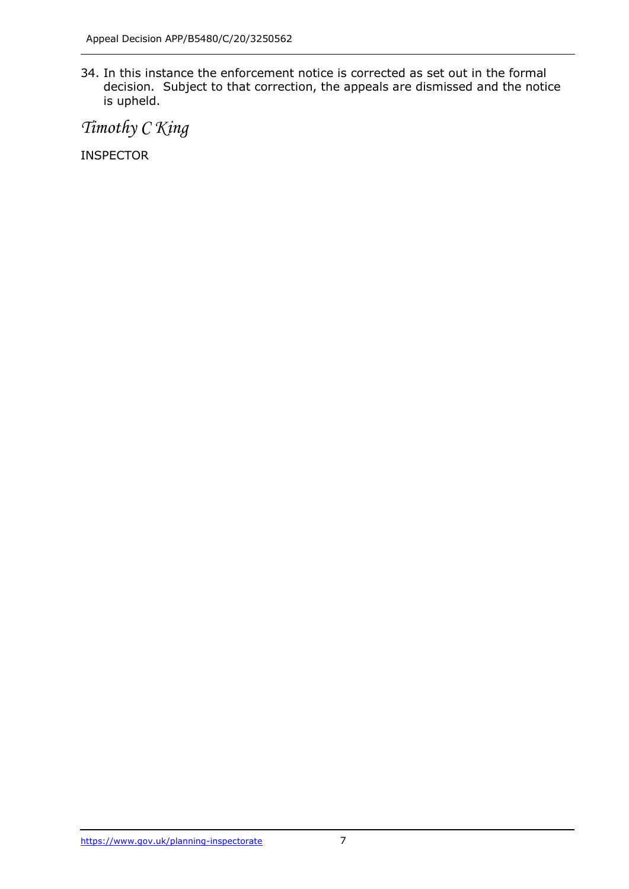34. In this instance the enforcement notice is corrected as set out in the formal decision. Subject to that correction, the appeals are dismissed and the notice is upheld.

*Timothy C King*

INSPECTOR